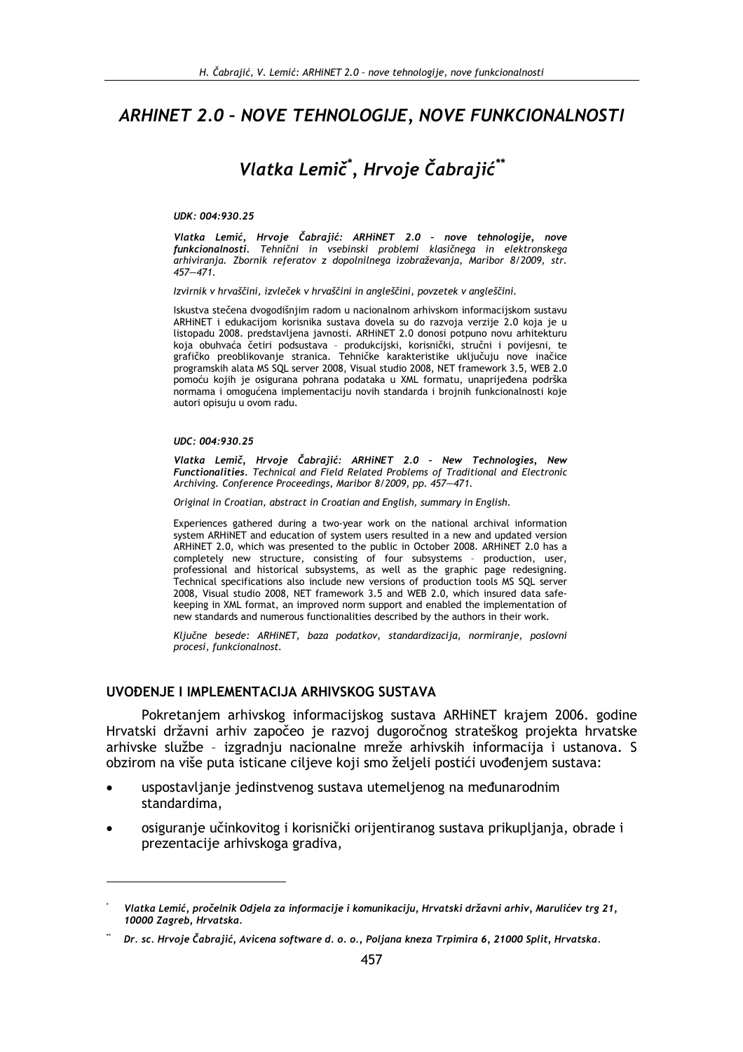# ARHINET 2.0 – NOVE TEHNOLOGIJE, NOVE FUNKCIONALNOSTI

## Vlatka Lemič*, Hrvoje Čabrajić**

*UDK: 004:930.25*

***Vlatka Lemić, Hrvoje Čabrajić: ARHiNET 2.0 – nove tehnologije, nove funkcionalnosti**. Tehnični in vsebinski problemi klasičnega in elektronskega arhiviranja. Zbornik referatov z dopolnilnega izobraževanja, Maribor 8/2009, str. 457—471.*

*Izvirnik v hrvaščini, izvleček v hrvaščini in angleščini, povzetek v angleščini.*

Iskustva stečena dvogodišnjim radom u nacionalnom arhivskom informacijskom sustavu ARHiNET i edukacijom korisnika sustava dovela su do razvoja verzije 2.0 koja je u listopadu 2008. predstavljena javnosti. ARHiNET 2.0 donosi potpuno novu arhitekturu koja obuhvaća četiri podsustava – produkcijski, korisnički, stručni i povijesni, te grafičko preoblikovanje stranica. Tehničke karakteristike uključuju nove inačice programskih alata MS SQL server 2008, Visual studio 2008, NET framework 3.5, WEB 2.0 pomoću kojih je osigurana pohrana podataka u XML formatu, unaprijeđena podrška normama i omogućena implementaciju novih standarda i brojnih funkcionalnosti koje autori opisuju u ovom radu.

*UDC: 004:930.25*

***Vlatka Lemič, Hrvoje Čabrajić: ARHiNET 2.0 – New Technologies, New Functionalities**. Technical and Field Related Problems of Traditional and Electronic Archiving. Conference Proceedings, Maribor 8/2009, pp. 457—471.*

*Original in Croatian, abstract in Croatian and English, summary in English.*

Experiences gathered during a two-year work on the national archival information system ARHiNET and education of system users resulted in a new and updated version ARHiNET 2.0, which was presented to the public in October 2008. ARHiNET 2.0 has a completely new structure, consisting of four subsystems – production, user, professional and historical subsystems, as well as the graphic page redesigning. Technical specifications also include new versions of production tools MS SQL server 2008, Visual studio 2008, NET framework 3.5 and WEB 2.0, which insured data safe-keeping in XML format, an improved norm support and enabled the implementation of new standards and numerous functionalities described by the authors in their work.

*Ključne besede: ARHiNET, baza podatkov, standardizacija, normiranje, poslovni procesi, funkcionalnost.*

### UVOĐENJE I IMPLEMENTACIJA ARHIVSKOG SUSTAVA

Pokretanjem arhivskog informacijskog sustava ARHiNET krajem 2006. godine Hrvatski državni arhiv započeo je razvoj dugoročnog strateškog projekta hrvatske arhivske službe – izgradnju nacionalne mreže arhivskih informacija i ustanova. S obzirom na više puta isticane ciljeve koji smo željeli postići uvođenjem sustava:

- uspostavljanje jedinstvenog sustava utemeljenog na međunarodnim standardima,
- osiguranje učinkovitog i korisnički orijentiranog sustava prikupljanja, obrade i prezentacije arhivskoga gradiva,

---

\* *Vlatka Lemić, pročelnik Odjela za informacije i komunikaciju, Hrvatski državni arhiv, Marulićev trg 21, 10000 Zagreb, Hrvatska.*

\*\* *Dr. sc. Hrvoje Čabrajić, Avicena software d. o. o., Poljana kneza Trpimira 6, 21000 Split, Hrvatska.*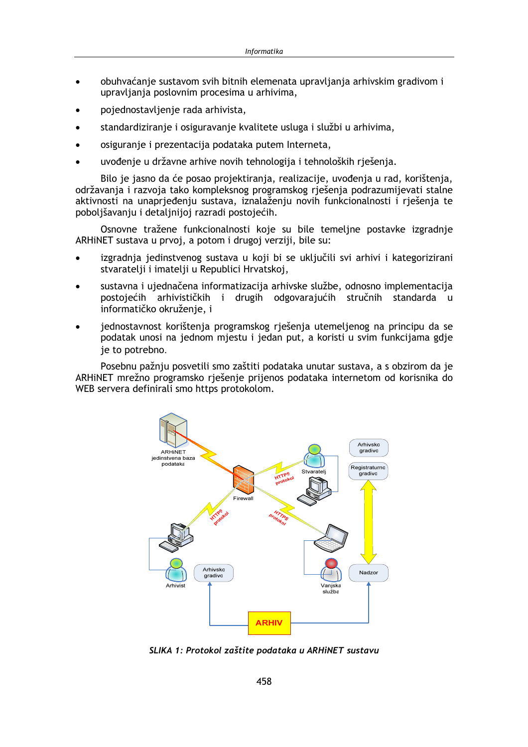- obuhvaćanje sustavom svih bitnih elemenata upravljanja arhivskim gradivom i upravljanja poslovnim procesima u arhivima,
- pojednostavljenje rada arhivista,
- standardiziranje i osiguravanje kvalitete usluga i službi u arhivima,
- osiguranje i prezentacija podataka putem Interneta,
- uvođenje u državne arhive novih tehnologija i tehnoloških rješenja.

Bilo je jasno da će posao projektiranja, realizacije, uvođenja u rad, korištenja, održavanja i razvoja tako kompleksnog programskog rješenja podrazumijevati stalne aktivnosti na unaprjeđenju sustava, iznalaženju novih funkcionalnosti i rješenja te poboljšavanju i detaljnijoj razradi postojećih.

Osnovne tražene funkcionalnosti koje su bile temeljne postavke izgradnje ARHiNET sustava u prvoj, a potom i drugoj verziji, bile su:

- izgradnja jedinstvenog sustava u koji bi se uključili svi arhivi i kategorizirani stvaratelji i imatelji u Republici Hrvatskoj,
- sustavna i ujednačena informatizacija arhivske službe, odnosno implementacija postojećih arhivističkih i drugih odgovarajućih stručnih standarda u informatičko okruženje, i
- jednostavnost korištenja programskog rješenja utemeljenog na principu da se podatak unosi na jednom mjestu i jedan put, a koristi u svim funkcijama gdje je to potrebno.

Posebnu pažnju posvetili smo zaštiti podataka unutar sustava, a s obzirom da je ARHiNET mrežno programsko rješenje prijenos podataka internetom od korisnika do WEB servera definirali smo https protokolom.

ARHiNET jedinstvena baza podataka

Firewall

HTTPS protokol

Stvaratelj

Arhivsko gradivo

Registraturno gradivo

Arhivist

Vanjska služba

Nadzor

ARHIV

*SLIKA 1: Protokol zaštite podataka u ARHiNET sustavu*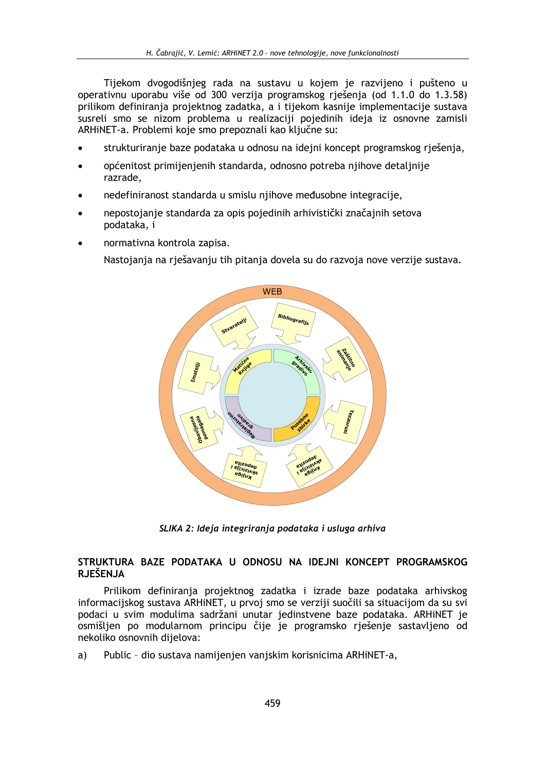Tijekom dvogodišnjeg rada na sustavu u kojem je razvijeno i pušteno u operativnu uporabu više od 300 verzija programskog rješenja (od 1.1.0 do 1.3.58) prilikom definiranja projektnog zadatka, a i tijekom kasnije implementacije sustava susreli smo se nizom problema u realizaciji pojedinih ideja iz osnovne zamisli ARHiNET-a. Problemi koje smo prepoznali kao ključne su:

- strukturiranje baze podataka u odnosu na idejni koncept programskog rješenja,
- općenitost primijenjenih standarda, odnosno potreba njihove detaljnije razrade,
- nedefiniranost standarda u smislu njihove međusobne integracije,
- nepostojanje standarda za opis pojedinih arhivistički značajnih setova podataka, i
- normativna kontrola zapisa.

Nastojanja na rješavanju tih pitanja dovela su do razvoja nove verzije sustava.

*SLIKA 2: Ideja integriranja podataka i usluga arhiva*

## STRUKTURA BAZE PODATAKA U ODNOSU NA IDEJNI KONCEPT PROGRAMSKOG RJEŠENJA

Prilikom definiranja projektnog zadatka i izrade baze podataka arhivskog informacijskog sustava ARHiNET, u prvoj smo se verziji suočili sa situacijom da su svi podaci u svim modulima sadržani unutar jedinstvene baze podataka. ARHiNET je osmišljen po modularnom principu čije je programsko rješenje sastavljeno od nekoliko osnovnih dijelova:

a) Public – dio sustava namijenjen vanjskim korisnicima ARHiNET-a,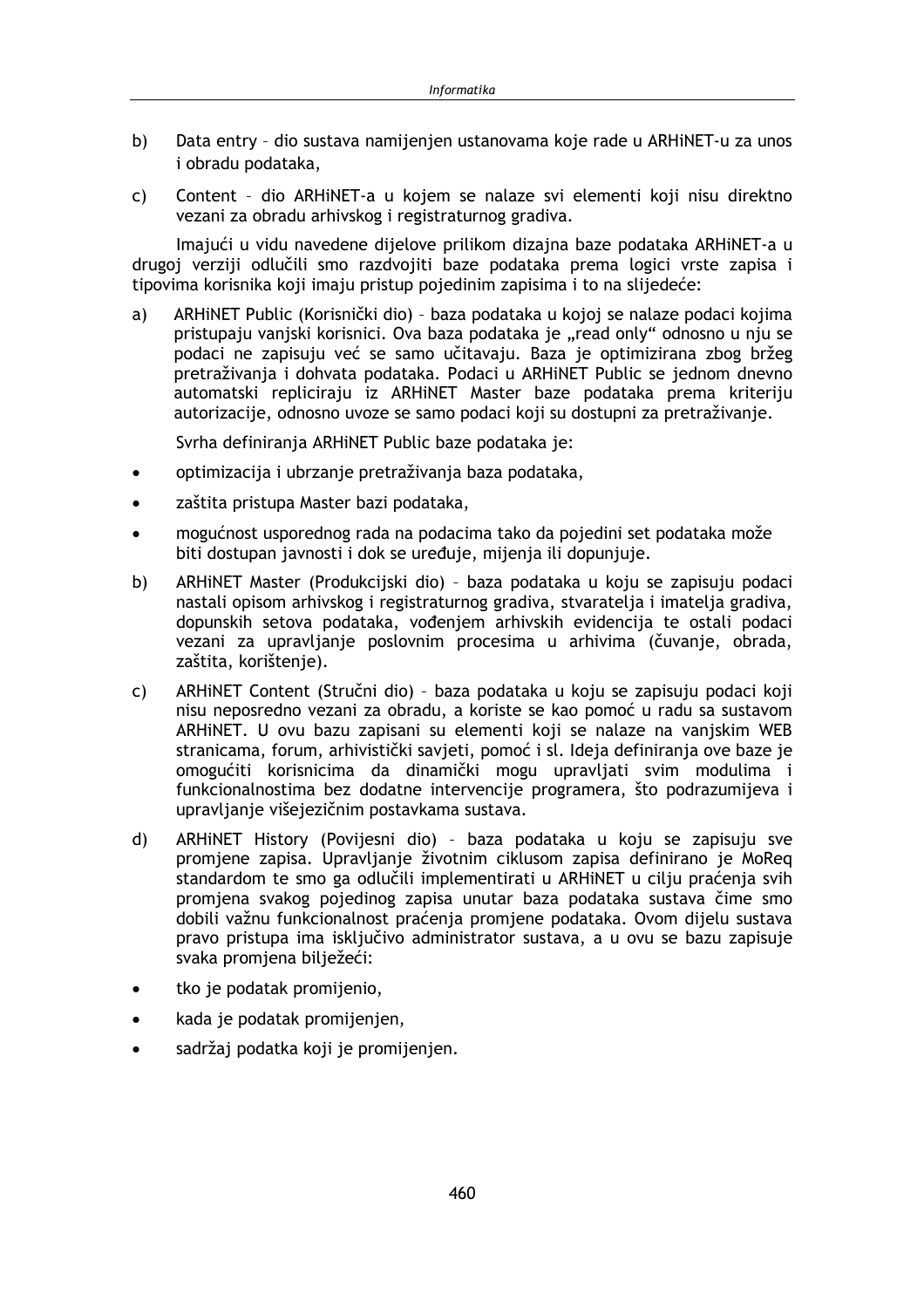b) Data entry – dio sustava namijenjen ustanovama koje rade u ARHiNET-u za unos i obradu podataka,

c) Content – dio ARHiNET-a u kojem se nalaze svi elementi koji nisu direktno vezani za obradu arhivskog i registraturnog gradiva.

Imajući u vidu navedene dijelove prilikom dizajna baze podataka ARHiNET-a u drugoj verziji odlučili smo razdvojiti baze podataka prema logici vrste zapisa i tipovima korisnika koji imaju pristup pojedinim zapisima i to na slijedeće:

a) ARHiNET Public (Korisnički dio) – baza podataka u kojoj se nalaze podaci kojima pristupaju vanjski korisnici. Ova baza podataka je „read only" odnosno u nju se podaci ne zapisuju već se samo učitavaju. Baza je optimizirana zbog bržeg pretraživanja i dohvata podataka. Podaci u ARHiNET Public se jednom dnevno automatski repliciraju iz ARHiNET Master baze podataka prema kriteriju autorizacije, odnosno uvoze se samo podaci koji su dostupni za pretraživanje.

Svrha definiranja ARHiNET Public baze podataka je:

- optimizacija i ubrzanje pretraživanja baza podataka,
- zaštita pristupa Master bazi podataka,
- mogućnost usporednog rada na podacima tako da pojedini set podataka može biti dostupan javnosti i dok se uređuje, mijenja ili dopunjuje.

b) ARHiNET Master (Produkcijski dio) – baza podataka u koju se zapisuju podaci nastali opisom arhivskog i registraturnog gradiva, stvaratelja i imatelja gradiva, dopunskih setova podataka, vođenjem arhivskih evidencija te ostali podaci vezani za upravljanje poslovnim procesima u arhivima (čuvanje, obrada, zaštita, korištenje).

c) ARHiNET Content (Stručni dio) – baza podataka u koju se zapisuju podaci koji nisu neposredno vezani za obradu, a koriste se kao pomoć u radu sa sustavom ARHiNET. U ovu bazu zapisani su elementi koji se nalaze na vanjskim WEB stranicama, forum, arhivistički savjeti, pomoć i sl. Ideja definiranja ove baze je omogućiti korisnicima da dinamički mogu upravljati svim modulima i funkcionalnostima bez dodatne intervencije programera, što podrazumijeva i upravljanje višejezičnim postavkama sustava.

d) ARHiNET History (Povijesni dio) – baza podataka u koju se zapisuju sve promjene zapisa. Upravljanje životnim ciklusom zapisa definirano je MoReq standardom te smo ga odlučili implementirati u ARHiNET u cilju praćenja svih promjena svakog pojedinog zapisa unutar baza podataka sustava čime smo dobili važnu funkcionalnost praćenja promjene podataka. Ovom dijelu sustava pravo pristupa ima isključivo administrator sustava, a u ovu se bazu zapisuje svaka promjena bilježeći:

- tko je podatak promijenio,
- kada je podatak promijenjen,
- sadržaj podatka koji je promijenjen.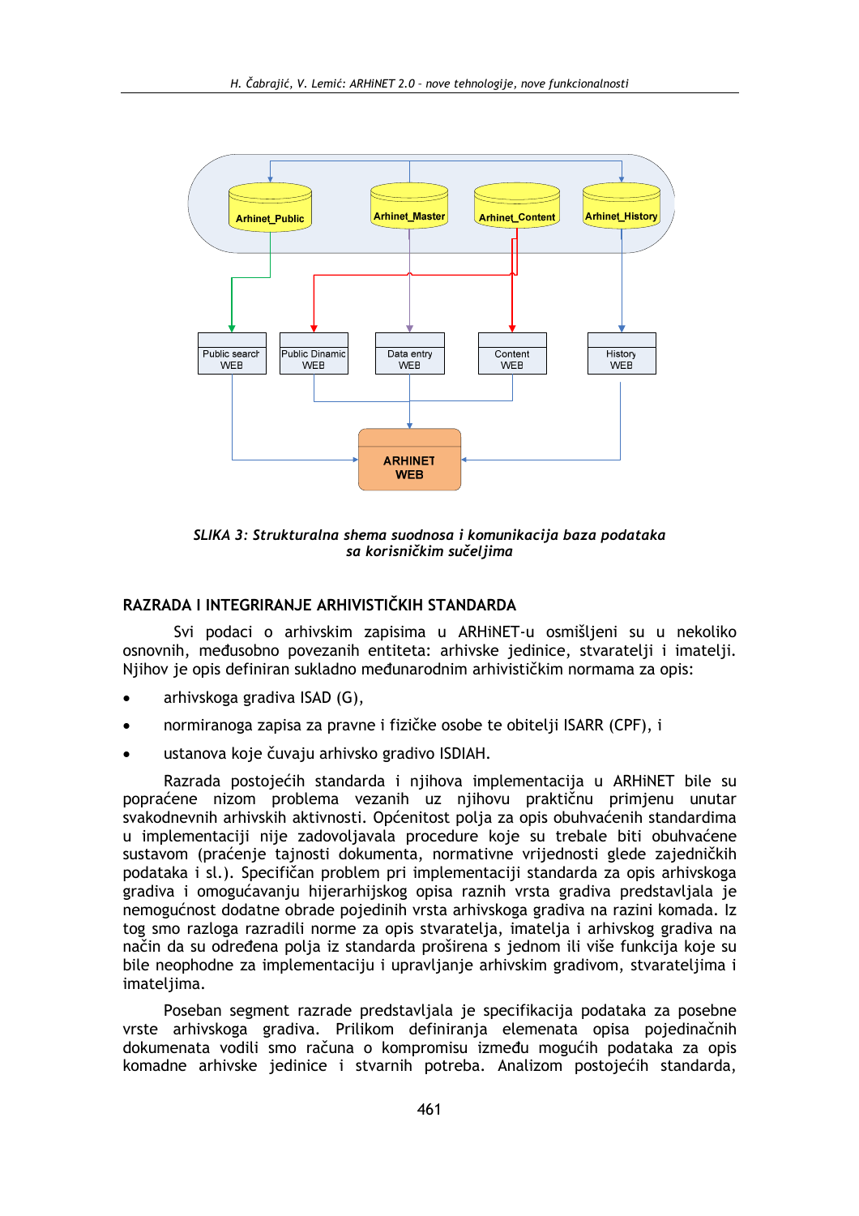SLIKA 3: Strukturalna shema suodnosa i komunikacija baza podataka sa korisničkim sučeljima

## RAZRADA I INTEGRIRANJE ARHIVISTIČKIH STANDARDA

Svi podaci o arhivskim zapisima u ARHiNET-u osmišljeni su u nekoliko osnovnih, međusobno povezanih entiteta: arhivske jedinice, stvaratelji i imatelji. Njihov je opis definiran sukladno međunarodnim arhivističkim normama za opis:

- arhivskoga gradiva ISAD (G),
- normiranoga zapisa za pravne i fizičke osobe te obitelji ISARR (CPF), i
- ustanova koje čuvaju arhivsko gradivo ISDIAH.

Razrada postojećih standarda i njihova implementacija u ARHiNET bile su popraćene nizom problema vezanih uz njihovu praktičnu primjenu unutar svakodnevnih arhivskih aktivnosti. Općenitost polja za opis obuhvaćenih standardima u implementaciji nije zadovoljavala procedure koje su trebale biti obuhvaćene sustavom (praćenje tajnosti dokumenta, normativne vrijednosti glede zajedničkih podataka i sl.). Specifičan problem pri implementaciji standarda za opis arhivskoga gradiva i omogućavanju hijerarhijskog opisa raznih vrsta gradiva predstavljala je nemogućnost dodatne obrade pojedinih vrsta arhivskoga gradiva na razini komada. Iz tog smo razloga razradili norme za opis stvaratelja, imatelja i arhivskog gradiva na način da su određena polja iz standarda proširena s jednom ili više funkcija koje su bile neophodne za implementaciju i upravljanje arhivskim gradivom, stvarateljima i imateljima.

Poseban segment razrade predstavljala je specifikacija podataka za posebne vrste arhivskoga gradiva. Prilikom definiranja elemenata opisa pojedinačnih dokumenata vodili smo računa o kompromisu između mogućih podataka za opis komadne arhivske jedinice i stvarnih potreba. Analizom postojećih standarda,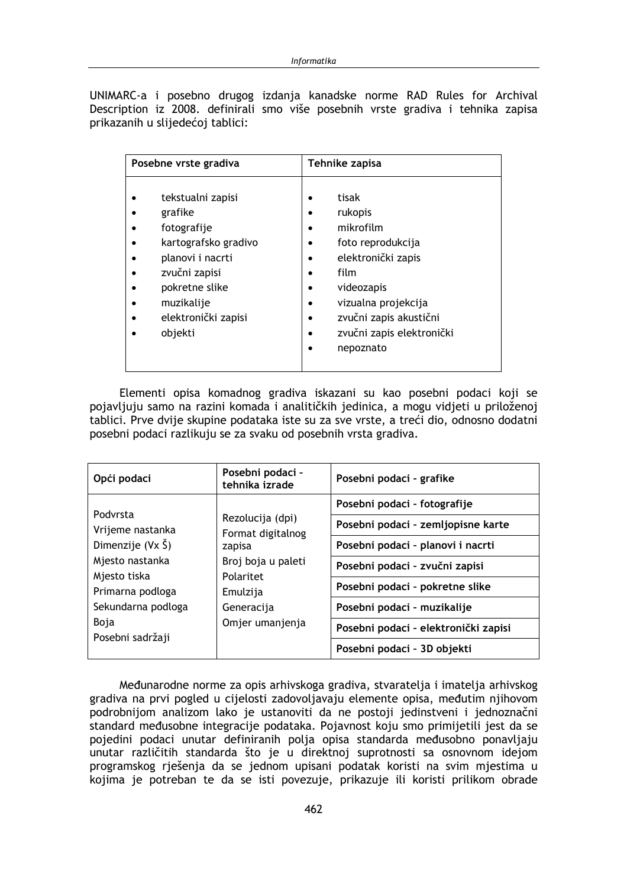UNIMARC-a i posebno drugog izdanja kanadske norme RAD Rules for Archival Description iz 2008. definirali smo više posebnih vrste gradiva i tehnika zapisa prikazanih u slijedećoj tablici:

| Posebne vrste gradiva | Tehnike zapisa |
|---|---|
| • tekstualni zapisi<br>• grafike<br>• fotografije<br>• kartografsko gradivo<br>• planovi i nacrti<br>• zvučni zapisi<br>• pokretne slike<br>• muzikalije<br>• elektronički zapisi<br>• objekti | • tisak<br>• rukopis<br>• mikrofilm<br>• foto reprodukcija<br>• elektronički zapis<br>• film<br>• videozapis<br>• vizualna projekcija<br>• zvučni zapis akustični<br>• zvučni zapis elektronički<br>• nepoznato |

Elementi opisa komadnog gradiva iskazani su kao posebni podaci koji se pojavljuju samo na razini komada i analitičkih jedinica, a mogu vidjeti u priloženoj tablici. Prve dvije skupine podataka iste su za sve vrste, a treći dio, odnosno dodatni posebni podaci razlikuju se za svaku od posebnih vrsta gradiva.

| Opći podaci | Posebni podaci – tehnika izrade | Posebni podaci – grafike |
|---|---|---|
| Podvrsta<br>Vrijeme nastanka<br>Dimenzije (Vx Š)<br>Mjesto nastanka<br>Mjesto tiska<br>Primarna podloga<br>Sekundarna podloga<br>Boja<br>Posebni sadržaji | Rezolucija (dpi)<br>Format digitalnog zapisa<br>Broj boja u paleti<br>Polaritet<br>Emulzija<br>Generacija<br>Omjer umanjenja | **Posebni podaci – fotografije**<br>**Posebni podaci – zemljopisne karte**<br>**Posebni podaci – planovi i nacrti**<br>**Posebni podaci – zvučni zapisi**<br>**Posebni podaci – pokretne slike**<br>**Posebni podaci – muzikalije**<br>**Posebni podaci – elektronički zapisi**<br>**Posebni podaci – 3D objekti** |

Međunarodne norme za opis arhivskoga gradiva, stvaratelja i imatelja arhivskog gradiva na prvi pogled u cijelosti zadovoljavaju elemente opisa, međutim njihovom podrobnijom analizom lako je ustanoviti da ne postoji jedinstveni i jednoznačni standard međusobne integracije podataka. Pojavnost koju smo primijetili jest da se pojedini podaci unutar definiranih polja opisa standarda međusobno ponavljaju unutar različitih standarda što je u direktnoj suprotnosti sa osnovnom idejom programskog rješenja da se jednom upisani podatak koristi na svim mjestima u kojima je potreban te da se isti povezuje, prikazuje ili koristi prilikom obrade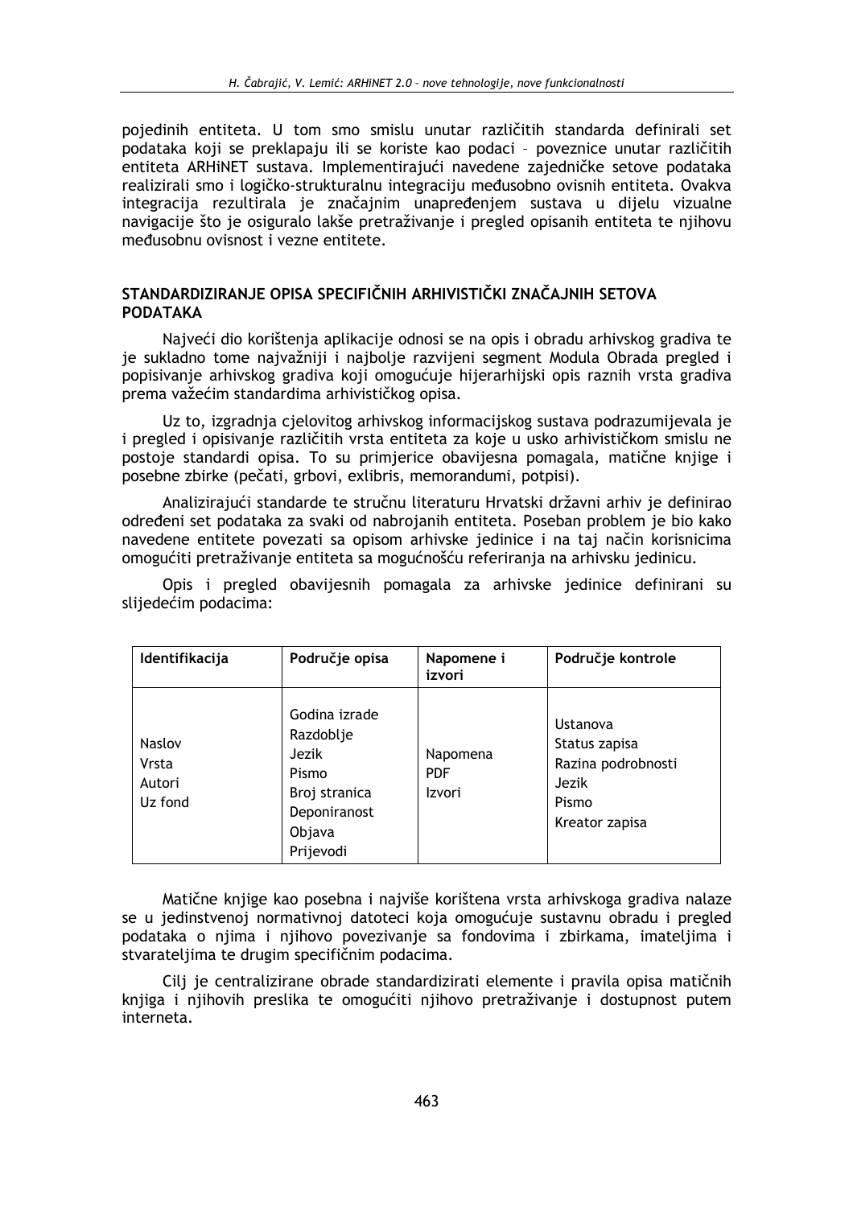pojedinih entiteta. U tom smo smislu unutar različitih standarda definirali set podataka koji se preklapaju ili se koriste kao podaci – poveznice unutar različitih entiteta ARHiNET sustava. Implementirajući navedene zajedničke setove podataka realizirali smo i logičko-strukturalnu integraciju međusobno ovisnih entiteta. Ovakva integracija rezultirala je značajnim unapređenjem sustava u dijelu vizualne navigacije što je osiguralo lakše pretraživanje i pregled opisanih entiteta te njihovu međusobnu ovisnost i vezne entitete.

## STANDARDIZIRANJE OPISA SPECIFIČNIH ARHIVISTIČKI ZNAČAJNIH SETOVA PODATAKA

Najveći dio korištenja aplikacije odnosi se na opis i obradu arhivskog gradiva te je sukladno tome najvažniji i najbolje razvijeni segment Modula Obrada pregled i popisivanje arhivskog gradiva koji omogućuje hijerarhijski opis raznih vrsta gradiva prema važećim standardima arhivističkog opisa.

Uz to, izgradnja cjelovitog arhivskog informacijskog sustava podrazumijevala je i pregled i opisivanje različitih vrsta entiteta za koje u usko arhivističkom smislu ne postoje standardi opisa. To su primjerice obavijesna pomagala, matične knjige i posebne zbirke (pečati, grbovi, exlibris, memorandumi, potpisi).

Analizirajući standarde te stručnu literaturu Hrvatski državni arhiv je definirao određeni set podataka za svaki od nabrojanih entiteta. Poseban problem je bio kako navedene entitete povezati sa opisom arhivske jedinice i na taj način korisnicima omogućiti pretraživanje entiteta sa mogućnošću referiranja na arhivsku jedinicu.

Opis i pregled obavijesnih pomagala za arhivske jedinice definirani su slijedećim podacima:

| Identifikacija | Područje opisa | Napomene i izvori | Područje kontrole |
|---|---|---|---|
| Naslov<br>Vrsta<br>Autori<br>Uz fond | Godina izrade<br>Razdoblje<br>Jezik<br>Pismo<br>Broj stranica<br>Deponiranost<br>Objava<br>Prijevodi | Napomena<br>PDF<br>Izvori | Ustanova<br>Status zapisa<br>Razina podrobnosti<br>Jezik<br>Pismo<br>Kreator zapisa |

Matične knjige kao posebna i najviše korištena vrsta arhivskoga gradiva nalaze se u jedinstvenoj normativnoj datoteci koja omogućuje sustavnu obradu i pregled podataka o njima i njihovo povezivanje sa fondovima i zbirkama, imateljima i stvarateljima te drugim specifičnim podacima.

Cilj je centralizirane obrade standardizirati elemente i pravila opisa matičnih knjiga i njihovih preslika te omogućiti njihovo pretraživanje i dostupnost putem interneta.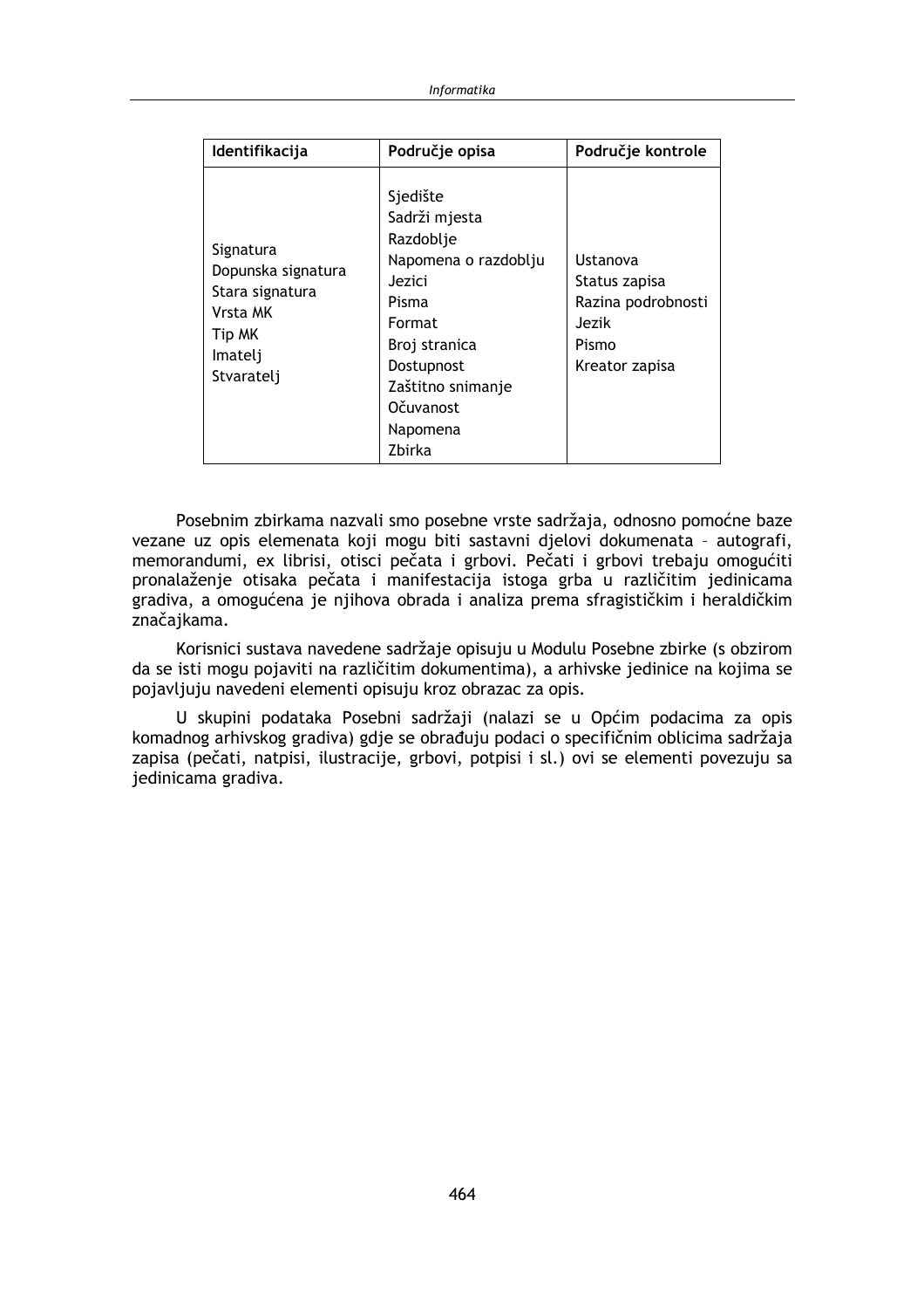| Identifikacija | Područje opisa | Područje kontrole |
|---|---|---|
| Signatura<br>Dopunska signatura<br>Stara signatura<br>Vrsta MK<br>Tip MK<br>Imatelj<br>Stvaratelj | Sjedište<br>Sadrži mjesta<br>Razdoblje<br>Napomena o razdoblju<br>Jezici<br>Pisma<br>Format<br>Broj stranica<br>Dostupnost<br>Zaštitno snimanje<br>Očuvanost<br>Napomena<br>Zbirka | Ustanova<br>Status zapisa<br>Razina podrobnosti<br>Jezik<br>Pismo<br>Kreator zapisa |

Posebnim zbirkama nazvali smo posebne vrste sadržaja, odnosno pomoćne baze vezane uz opis elemenata koji mogu biti sastavni djelovi dokumenata – autografi, memorandumi, ex librisi, otisci pečata i grbovi. Pečati i grbovi trebaju omogućiti pronalaženje otisaka pečata i manifestacija istoga grba u različitim jedinicama gradiva, a omogućena je njihova obrada i analiza prema sfragističkim i heraldičkim značajkama.

Korisnici sustava navedene sadržaje opisuju u Modulu Posebne zbirke (s obzirom da se isti mogu pojaviti na različitim dokumentima), a arhivske jedinice na kojima se pojavljuju navedeni elementi opisuju kroz obrazac za opis.

U skupini podataka Posebni sadržaji (nalazi se u Općim podacima za opis komadnog arhivskog gradiva) gdje se obrađuju podaci o specifičnim oblicima sadržaja zapisa (pečati, natpisi, ilustracije, grbovi, potpisi i sl.) ovi se elementi povezuju sa jedinicama gradiva.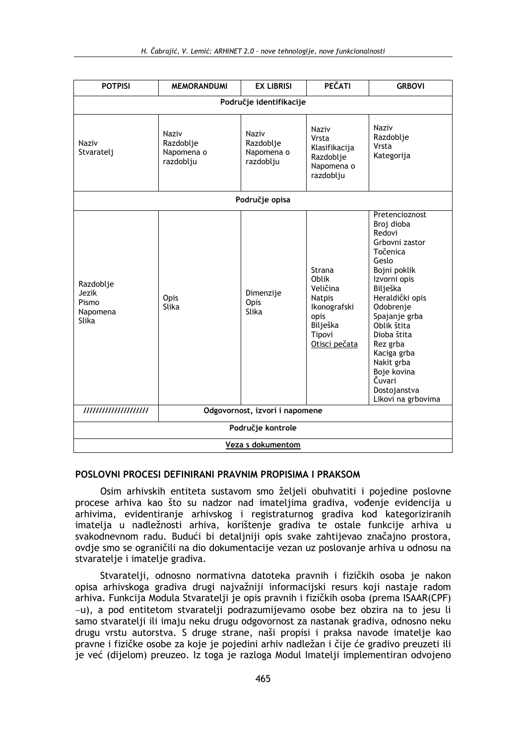| POTPISI | MEMORANDUMI | EX LIBRISI | PEČATI | GRBOVI |
|---|---|---|---|---|
| **Područje identifikacije** | | | | |
| Naziv<br>Stvaratelj | Naziv<br>Razdoblje<br>Napomena o razdoblju | Naziv<br>Razdoblje<br>Napomena o razdoblju | Naziv<br>Vrsta<br>Klasifikacija<br>Razdoblje<br>Napomena o razdoblju | Naziv<br>Razdoblje<br>Vrsta<br>Kategorija |
| **Područje opisa** | | | | |
| Razdoblje<br>Jezik<br>Pismo<br>Napomena<br>Slika | Opis<br>Slika | Dimenzije<br>Opis<br>Slika | Strana<br>Oblik<br>Veličina<br>Natpis<br>Ikonografski opis<br>Bilješka<br>Tipovi<br>Otisci pečata | Pretencioznost<br>Broj dioba<br>Redovi<br>Grbovni zastor<br>Točenica<br>Geslo<br>Bojni poklik<br>Izvorni opis<br>Bilješka<br>Heraldički opis<br>Odobrenje<br>Spajanje grba<br>Oblik štita<br>Dioba štita<br>Rez grba<br>Kaciga grba<br>Nakit grba<br>Boje kovina<br>Čuvari<br>Dostojanstva<br>Likovi na grbovima |
| //////////////////// | **Odgovornost, izvori i napomene** | | | |
| **Područje kontrole** | | | | |
| **Veza s dokumentom** | | | | |

## POSLOVNI PROCESI DEFINIRANI PRAVNIM PROPISIMA I PRAKSOM

Osim arhivskih entiteta sustavom smo željeli obuhvatiti i pojedine poslovne procese arhiva kao što su nadzor nad imateljima gradiva, vođenje evidencija u arhivima, evidentiranje arhivskog i registraturnog gradiva kod kategoriziranih imatelja u nadležnosti arhiva, korištenje gradiva te ostale funkcije arhiva u svakodnevnom radu. Budući bi detaljniji opis svake zahtijevao značajno prostora, ovdje smo se ograničili na dio dokumentacije vezan uz poslovanje arhiva u odnosu na stvaratelje i imatelje gradiva.

Stvaratelji, odnosno normativna datoteka pravnih i fizičkih osoba je nakon opisa arhivskoga gradiva drugi najvažniji informacijski resurs koji nastaje radom arhiva. Funkcija Modula Stvaratelji je opis pravnih i fizičkih osoba (prema ISAAR(CPF) –u), a pod entitetom stvaratelji podrazumijevamo osobe bez obzira na to jesu li samo stvaratelji ili imaju neku drugu odgovornost za nastanak gradiva, odnosno neku drugu vrstu autorstva. S druge strane, naši propisi i praksa navode imatelje kao pravne i fizičke osobe za koje je pojedini arhiv nadležan i čije će gradivo preuzeti ili je već (dijelom) preuzeo. Iz toga je razloga Modul Imatelji implementiran odvojeno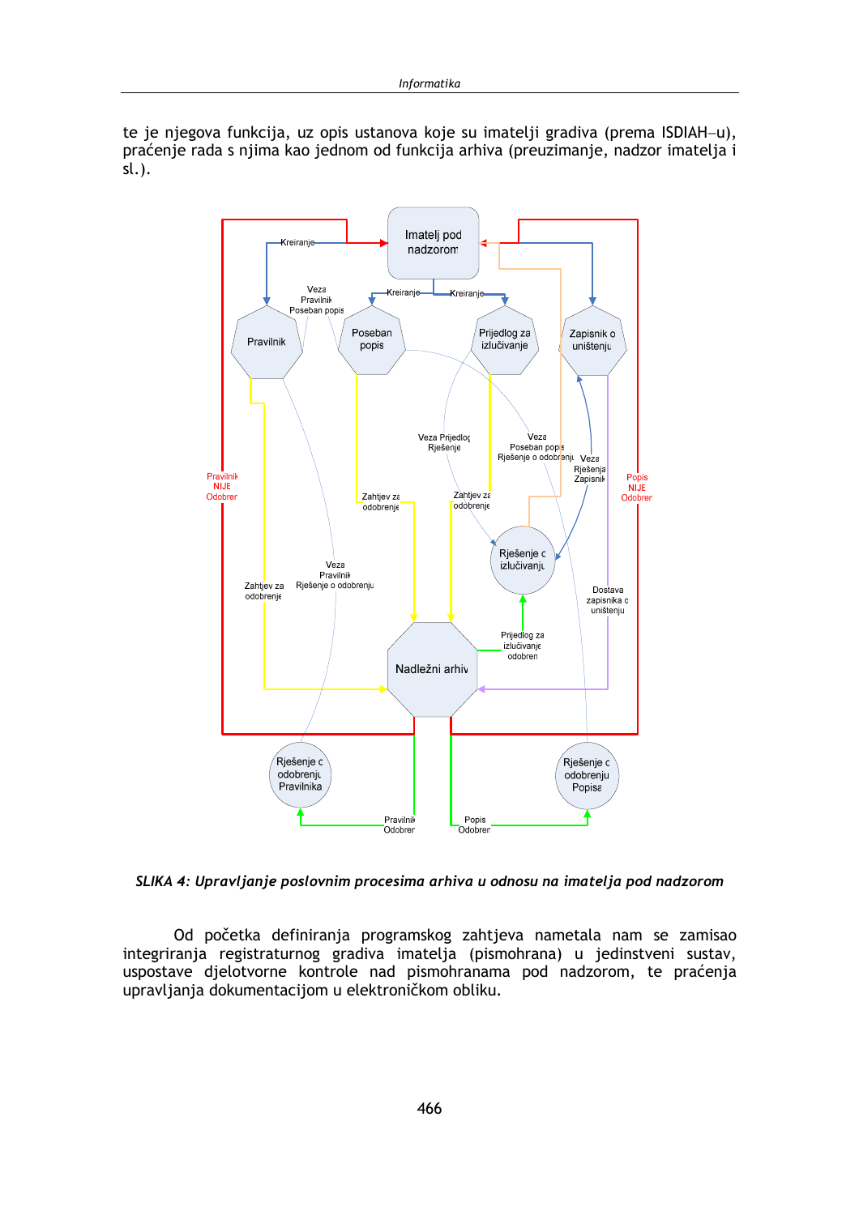te je njegova funkcija, uz opis ustanova koje su imatelji gradiva (prema ISDIAH–u), praćenje rada s njima kao jednom od funkcija arhiva (preuzimanje, nadzor imatelja i sl.).

*SLIKA 4: Upravljanje poslovnim procesima arhiva u odnosu na imatelja pod nadzorom*

Od početka definiranja programskog zahtjeva nametala nam se zamisao integriranja registraturnog gradiva imatelja (pismohrana) u jedinstveni sustav, uspostave djelotvorne kontrole nad pismohranama pod nadzorom, te praćenja upravljanja dokumentacijom u elektroničkom obliku.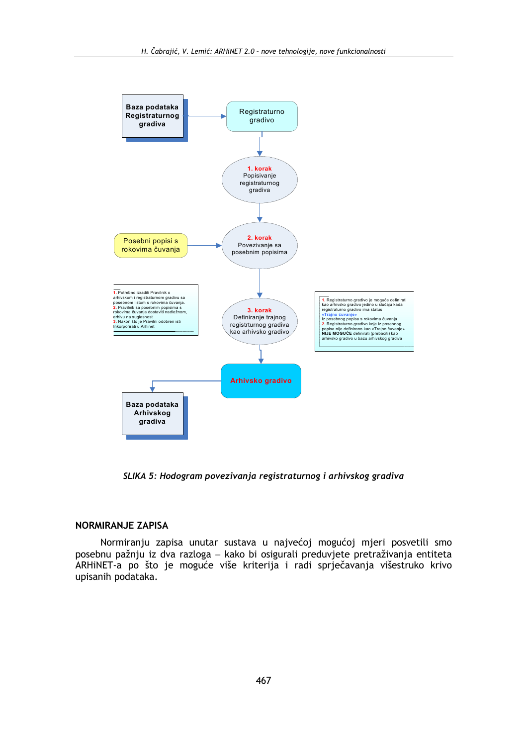Baza podataka Registraturnog gradiva

Registraturno gradivo

**1. korak** Popisivanje registraturnog gradiva

Posebni popisi s rokovima čuvanja

**2. korak** Povezivanje sa posebnim popisima

1. Potrebno izraditi Pravilnik o arhivskom i registraturnom gradivu sa posebnom listom s rokovima čuvanja.
2. Pravilnik sa posebnim popisima s rokovima čuvanja dostaviti nadležnom, arhivu na suglasnost
3. Nakon što je Pravilnik odobren isti Inkorporirati u Arhinet

**3. korak** Definiranje trajnog registrturnog gradiva kao arhivsko gradivo

1. Registraturno gradivo je moguće definirati kao arhivsko gradivo jedino u slučaju kada registraturno gradivo ima status «Trajno čuvanje» iz posebnog popisa s rokovima čuvanja
2. Registraturno gradivo koje iz posebnog popisa nije definirano kao «Trajno čuvanje» NIJE MOGUĆE definirati (prebaciti) kao arhivsko gradivo u bazu arhivskog gradiva

Arhivsko gradivo

Baza podataka Arhivskog gradiva

*SLIKA 5: Hodogram povezivanja registraturnog i arhivskog gradiva*

## NORMIRANJE ZAPISA

Normiranju zapisa unutar sustava u najvećoj mogućoj mjeri posvetili smo posebnu pažnju iz dva razloga – kako bi osigurali preduvjete pretraživanja entiteta ARHiNET-a po što je moguće više kriterija i radi sprječavanja višestruko krivo upisanih podataka.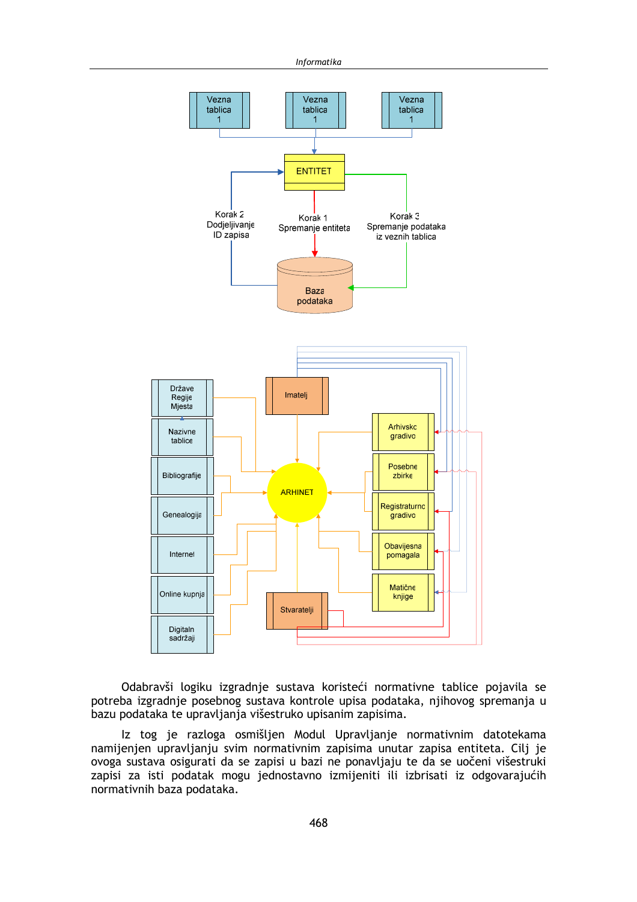Odabravši logiku izgradnje sustava koristeći normativne tablice pojavila se potreba izgradnje posebnog sustava kontrole upisa podataka, njihovog spremanja u bazu podataka te upravljanja višestruko upisanim zapisima.

Iz tog je razloga osmišljen Modul Upravljanje normativnim datotekama namijenjen upravljanju svim normativnim zapisima unutar zapisa entiteta. Cilj je ovoga sustava osigurati da se zapisi u bazi ne ponavljaju te da se uočeni višestruki zapisi za isti podatak mogu jednostavno izmijeniti ili izbrisati iz odgovarajućih normativnih baza podataka.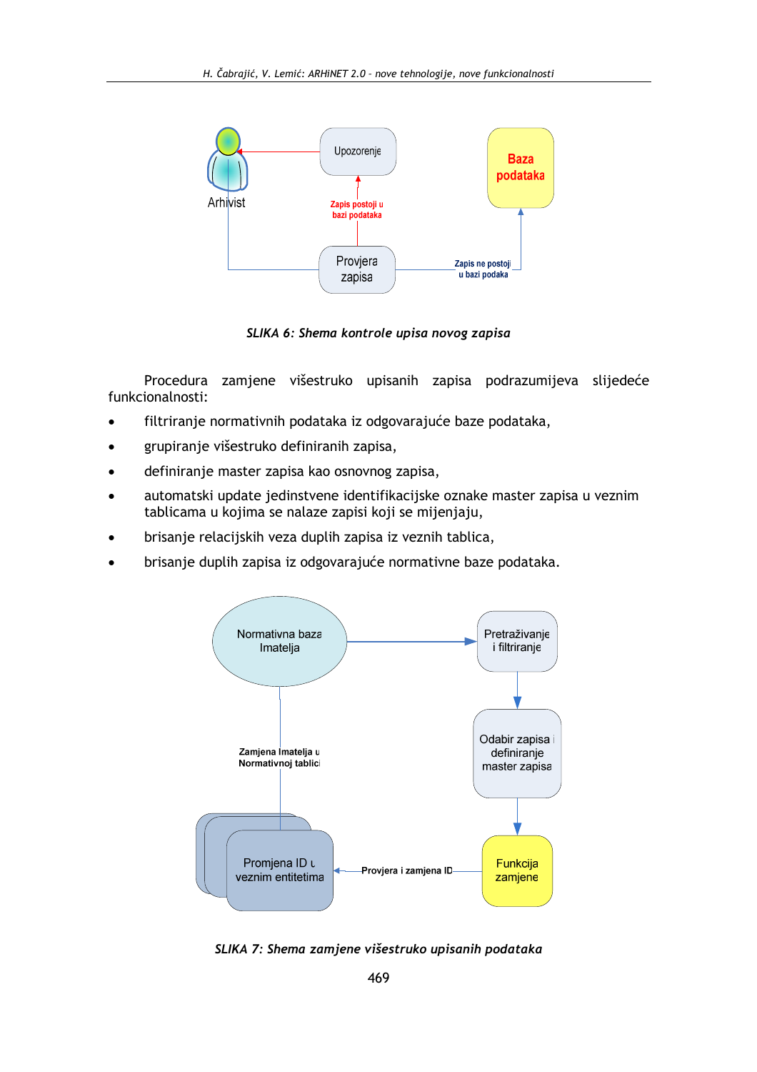*SLIKA 6: Shema kontrole upisa novog zapisa*

Procedura zamjene višestruko upisanih zapisa podrazumijeva slijedeće funkcionalnosti:

- filtriranje normativnih podataka iz odgovarajuće baze podataka,
- grupiranje višestruko definiranih zapisa,
- definiranje master zapisa kao osnovnog zapisa,
- automatski update jedinstvene identifikacijske oznake master zapisa u veznim tablicama u kojima se nalaze zapisi koji se mijenjaju,
- brisanje relacijskih veza duplih zapisa iz veznih tablica,
- brisanje duplih zapisa iz odgovarajuće normativne baze podataka.

*SLIKA 7: Shema zamjene višestruko upisanih podataka*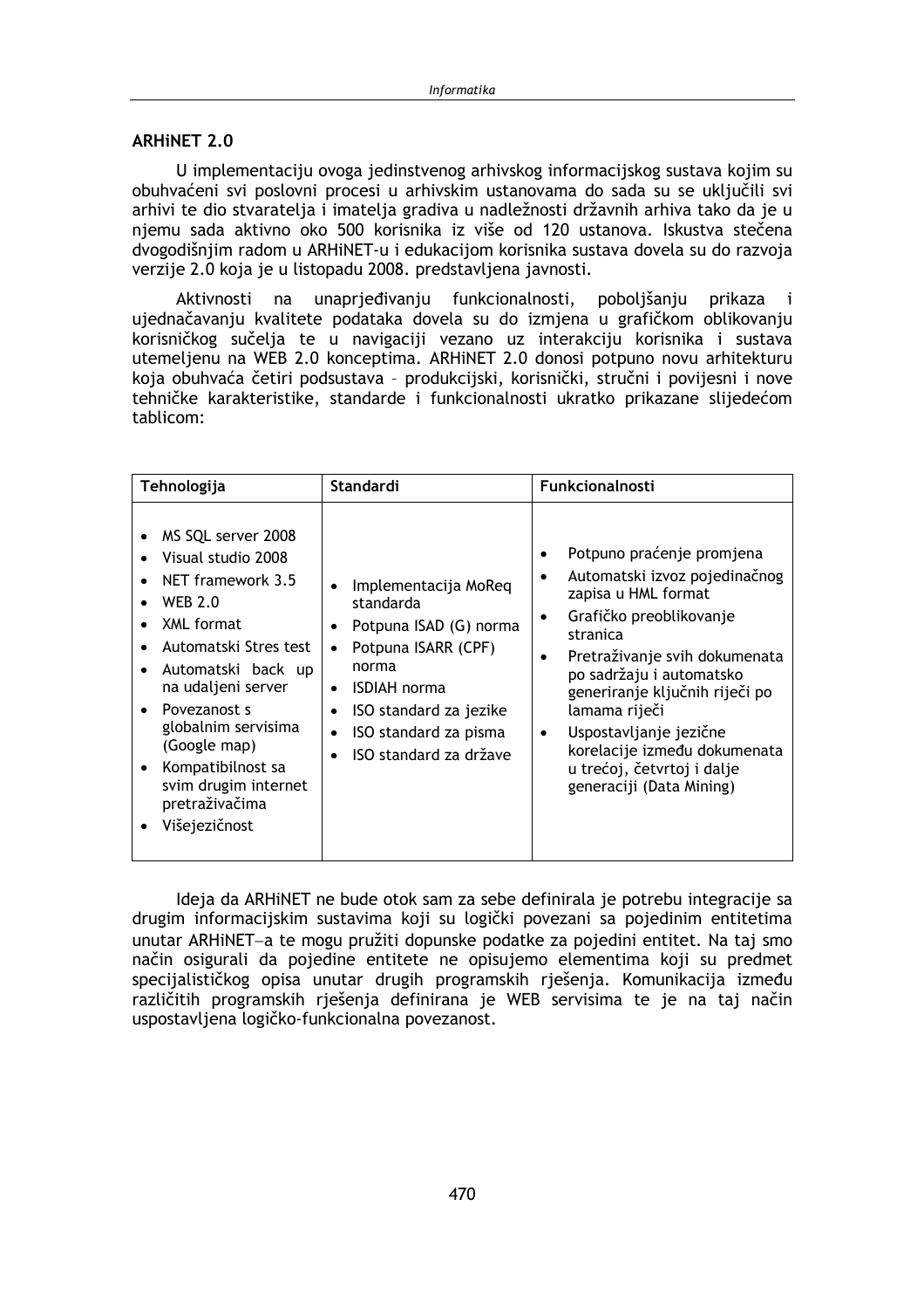## ARHiNET 2.0

U implementaciju ovoga jedinstvenog arhivskog informacijskog sustava kojim su obuhvaćeni svi poslovni procesi u arhivskim ustanovama do sada su se uključili svi arhivi te dio stvaratelja i imatelja gradiva u nadležnosti državnih arhiva tako da je u njemu sada aktivno oko 500 korisnika iz više od 120 ustanova. Iskustva stečena dvogodišnjim radom u ARHiNET-u i edukacijom korisnika sustava dovela su do razvoja verzije 2.0 koja je u listopadu 2008. predstavljena javnosti.

Aktivnosti na unaprjeđivanju funkcionalnosti, poboljšanju prikaza i ujednačavanju kvalitete podataka dovela su do izmjena u grafičkom oblikovanju korisničkog sučelja te u navigaciji vezano uz interakciju korisnika i sustava utemeljenu na WEB 2.0 konceptima. ARHiNET 2.0 donosi potpuno novu arhitekturu koja obuhvaća četiri podsustava – produkcijski, korisnički, stručni i povijesni i nove tehničke karakteristike, standarde i funkcionalnosti ukratko prikazane slijedećom tablicom:

| Tehnologija | Standardi | Funkcionalnosti |
|---|---|---|
| • MS SQL server 2008<br>• Visual studio 2008<br>• NET framework 3.5<br>• WEB 2.0<br>• XML format<br>• Automatski Stres test<br>• Automatski back up na udaljeni server<br>• Povezanost s globalnim servisima (Google map)<br>• Kompatibilnost sa svim drugim internet pretraživačima<br>• Višejezičnost | • Implementacija MoReq standarda<br>• Potpuna ISAD (G) norma<br>• Potpuna ISARR (CPF) norma<br>• ISDIAH norma<br>• ISO standard za jezike<br>• ISO standard za pisma<br>• ISO standard za države | • Potpuno praćenje promjena<br>• Automatski izvoz pojedinačnog zapisa u HML format<br>• Grafičko preoblikovanje stranica<br>• Pretraživanje svih dokumenata po sadržaju i automatsko generiranje ključnih riječi po lamama riječi<br>• Uspostavljanje jezične korelacije između dokumenata u trećoj, četvrtoj i dalje generaciji (Data Mining) |

Ideja da ARHiNET ne bude otok sam za sebe definirala je potrebu integracije sa drugim informacijskim sustavima koji su logički povezani sa pojedinim entitetima unutar ARHiNET–a te mogu pružiti dopunske podatke za pojedini entitet. Na taj smo način osigurali da pojedine entitete ne opisujemo elementima koji su predmet specijalističkog opisa unutar drugih programskih rješenja. Komunikacija između različitih programskih rješenja definirana je WEB servisima te je na taj način uspostavljena logičko-funkcionalna povezanost.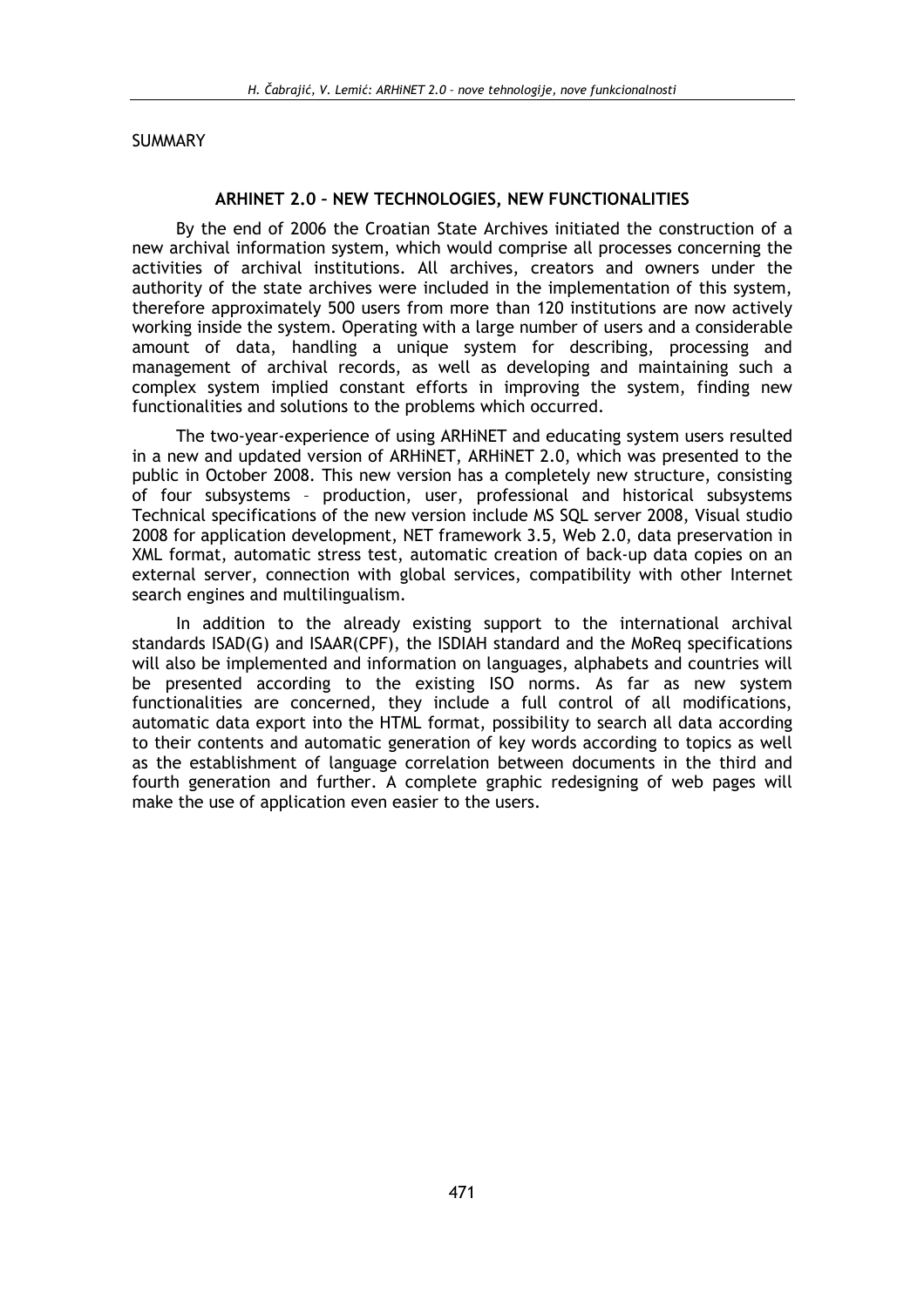SUMMARY

## ARHINET 2.0 – NEW TECHNOLOGIES, NEW FUNCTIONALITIES

By the end of 2006 the Croatian State Archives initiated the construction of a new archival information system, which would comprise all processes concerning the activities of archival institutions. All archives, creators and owners under the authority of the state archives were included in the implementation of this system, therefore approximately 500 users from more than 120 institutions are now actively working inside the system. Operating with a large number of users and a considerable amount of data, handling a unique system for describing, processing and management of archival records, as well as developing and maintaining such a complex system implied constant efforts in improving the system, finding new functionalities and solutions to the problems which occurred.

The two-year-experience of using ARHiNET and educating system users resulted in a new and updated version of ARHiNET, ARHiNET 2.0, which was presented to the public in October 2008. This new version has a completely new structure, consisting of four subsystems – production, user, professional and historical subsystems Technical specifications of the new version include MS SQL server 2008, Visual studio 2008 for application development, NET framework 3.5, Web 2.0, data preservation in XML format, automatic stress test, automatic creation of back-up data copies on an external server, connection with global services, compatibility with other Internet search engines and multilingualism.

In addition to the already existing support to the international archival standards ISAD(G) and ISAAR(CPF), the ISDIAH standard and the MoReq specifications will also be implemented and information on languages, alphabets and countries will be presented according to the existing ISO norms. As far as new system functionalities are concerned, they include a full control of all modifications, automatic data export into the HTML format, possibility to search all data according to their contents and automatic generation of key words according to topics as well as the establishment of language correlation between documents in the third and fourth generation and further. A complete graphic redesigning of web pages will make the use of application even easier to the users.